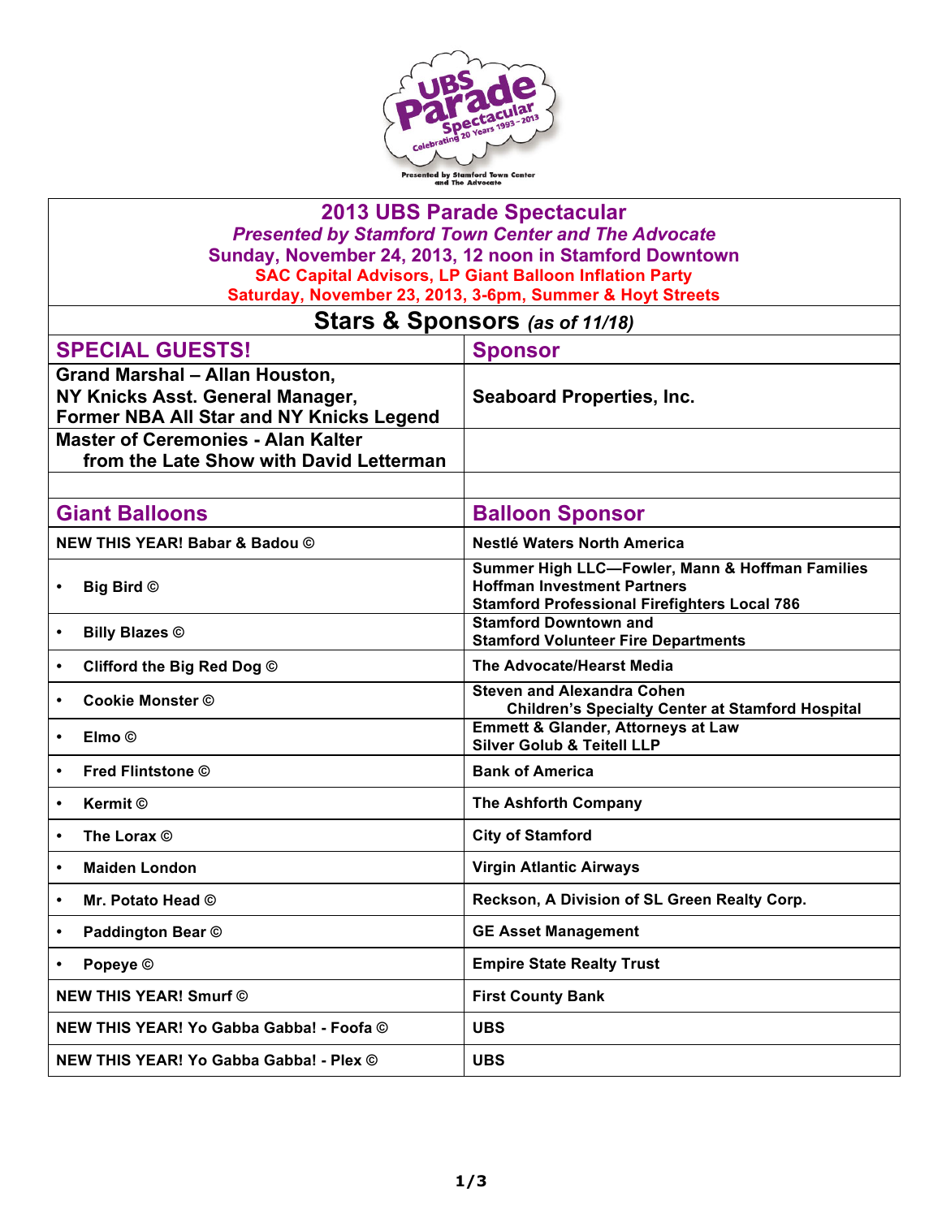# 2013 UBS Parade Spectacular

***Presented by Stamford Town Center and The Advocate***

**Sunday, November 24, 2013, 12 noon in Stamford Downtown**

**SAC Capital Advisors, LP Giant Balloon Inflation Party**

**Saturday, November 23, 2013, 3-6pm, Summer & Hoyt Streets**

## Stars & Sponsors *(as of 11/18)*

| SPECIAL GUESTS! | Sponsor |
|---|---|
| Grand Marshal – Allan Houston, NY Knicks Asst. General Manager, Former NBA All Star and NY Knicks Legend | Seaboard Properties, Inc. |
| Master of Ceremonies - Alan Kalter from the Late Show with David Letterman | |
| | |

| Giant Balloons | Balloon Sponsor |
|---|---|
| NEW THIS YEAR! Babar & Badou © | Nestlé Waters North America |
| • Big Bird © | Summer High LLC—Fowler, Mann & Hoffman Families<br>Hoffman Investment Partners<br>Stamford Professional Firefighters Local 786 |
| • Billy Blazes © | Stamford Downtown and<br>Stamford Volunteer Fire Departments |
| • Clifford the Big Red Dog © | The Advocate/Hearst Media |
| • Cookie Monster © | Steven and Alexandra Cohen<br>Children's Specialty Center at Stamford Hospital |
| • Elmo © | Emmett & Glander, Attorneys at Law<br>Silver Golub & Teitell LLP |
| • Fred Flintstone © | Bank of America |
| • Kermit © | The Ashforth Company |
| • The Lorax © | City of Stamford |
| • Maiden London | Virgin Atlantic Airways |
| • Mr. Potato Head © | Reckson, A Division of SL Green Realty Corp. |
| • Paddington Bear © | GE Asset Management |
| • Popeye © | Empire State Realty Trust |
| NEW THIS YEAR! Smurf © | First County Bank |
| NEW THIS YEAR! Yo Gabba Gabba! - Foofa © | UBS |
| NEW THIS YEAR! Yo Gabba Gabba! - Plex © | UBS |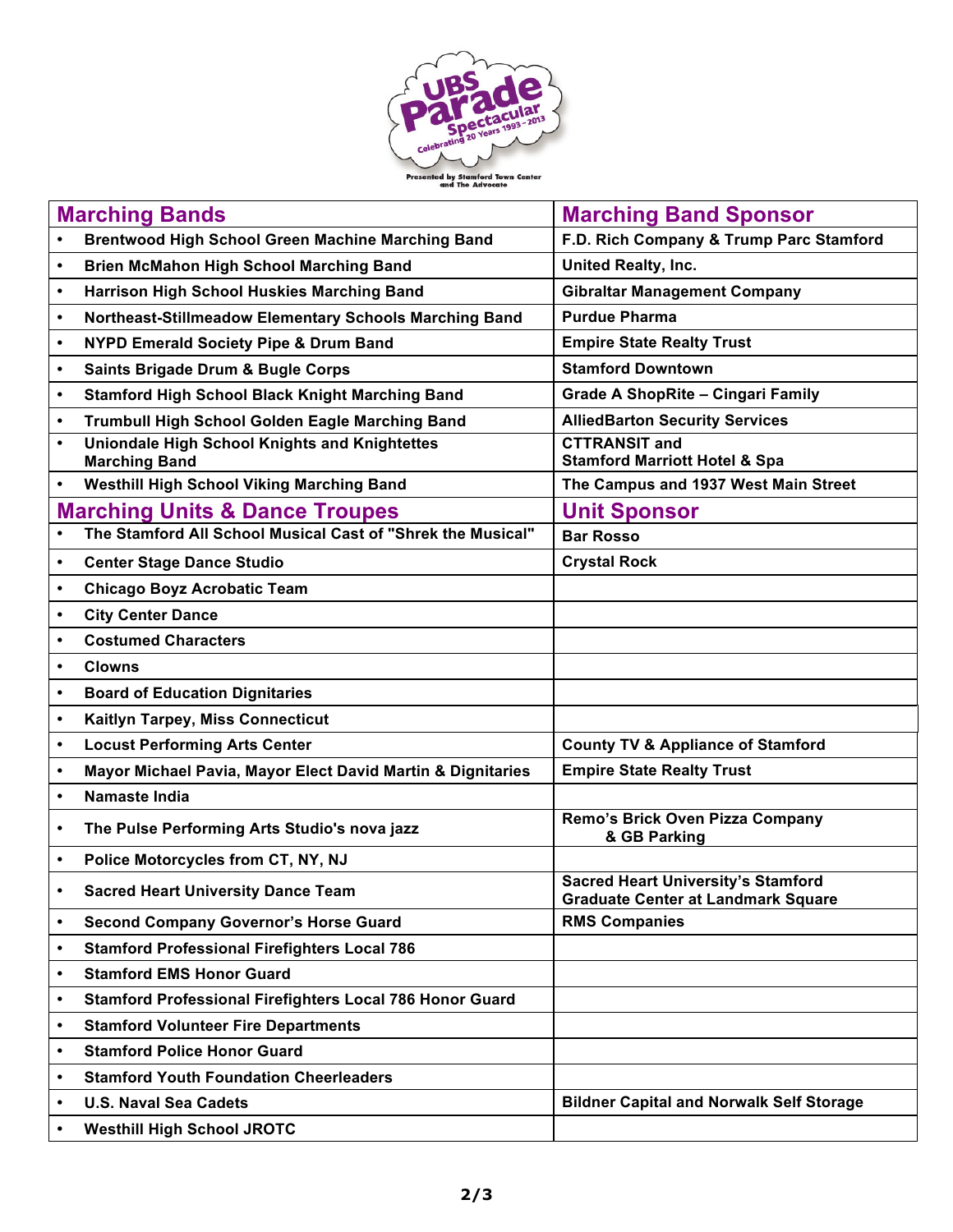| Marching Bands | Marching Band Sponsor |
|---|---|
| • Brentwood High School Green Machine Marching Band | F.D. Rich Company & Trump Parc Stamford |
| • Brien McMahon High School Marching Band | United Realty, Inc. |
| • Harrison High School Huskies Marching Band | Gibraltar Management Company |
| • Northeast-Stillmeadow Elementary Schools Marching Band | Purdue Pharma |
| • NYPD Emerald Society Pipe & Drum Band | Empire State Realty Trust |
| • Saints Brigade Drum & Bugle Corps | Stamford Downtown |
| • Stamford High School Black Knight Marching Band | Grade A ShopRite – Cingari Family |
| • Trumbull High School Golden Eagle Marching Band | AlliedBarton Security Services |
| • Uniondale High School Knights and Knightettes Marching Band | CTTRANSIT and Stamford Marriott Hotel & Spa |
| • Westhill High School Viking Marching Band | The Campus and 1937 West Main Street |
| **Marching Units & Dance Troupes** | **Unit Sponsor** |
| • The Stamford All School Musical Cast of "Shrek the Musical" | Bar Rosso |
| • Center Stage Dance Studio | Crystal Rock |
| • Chicago Boyz Acrobatic Team | |
| • City Center Dance | |
| • Costumed Characters | |
| • Clowns | |
| • Board of Education Dignitaries | |
| • Kaitlyn Tarpey, Miss Connecticut | |
| • Locust Performing Arts Center | County TV & Appliance of Stamford |
| • Mayor Michael Pavia, Mayor Elect David Martin & Dignitaries | Empire State Realty Trust |
| • Namaste India | |
| • The Pulse Performing Arts Studio's nova jazz | Remo's Brick Oven Pizza Company & GB Parking |
| • Police Motorcycles from CT, NY, NJ | |
| • Sacred Heart University Dance Team | Sacred Heart University's Stamford Graduate Center at Landmark Square |
| • Second Company Governor's Horse Guard | RMS Companies |
| • Stamford Professional Firefighters Local 786 | |
| • Stamford EMS Honor Guard | |
| • Stamford Professional Firefighters Local 786 Honor Guard | |
| • Stamford Volunteer Fire Departments | |
| • Stamford Police Honor Guard | |
| • Stamford Youth Foundation Cheerleaders | |
| • U.S. Naval Sea Cadets | Bildner Capital and Norwalk Self Storage |
| • Westhill High School JROTC | |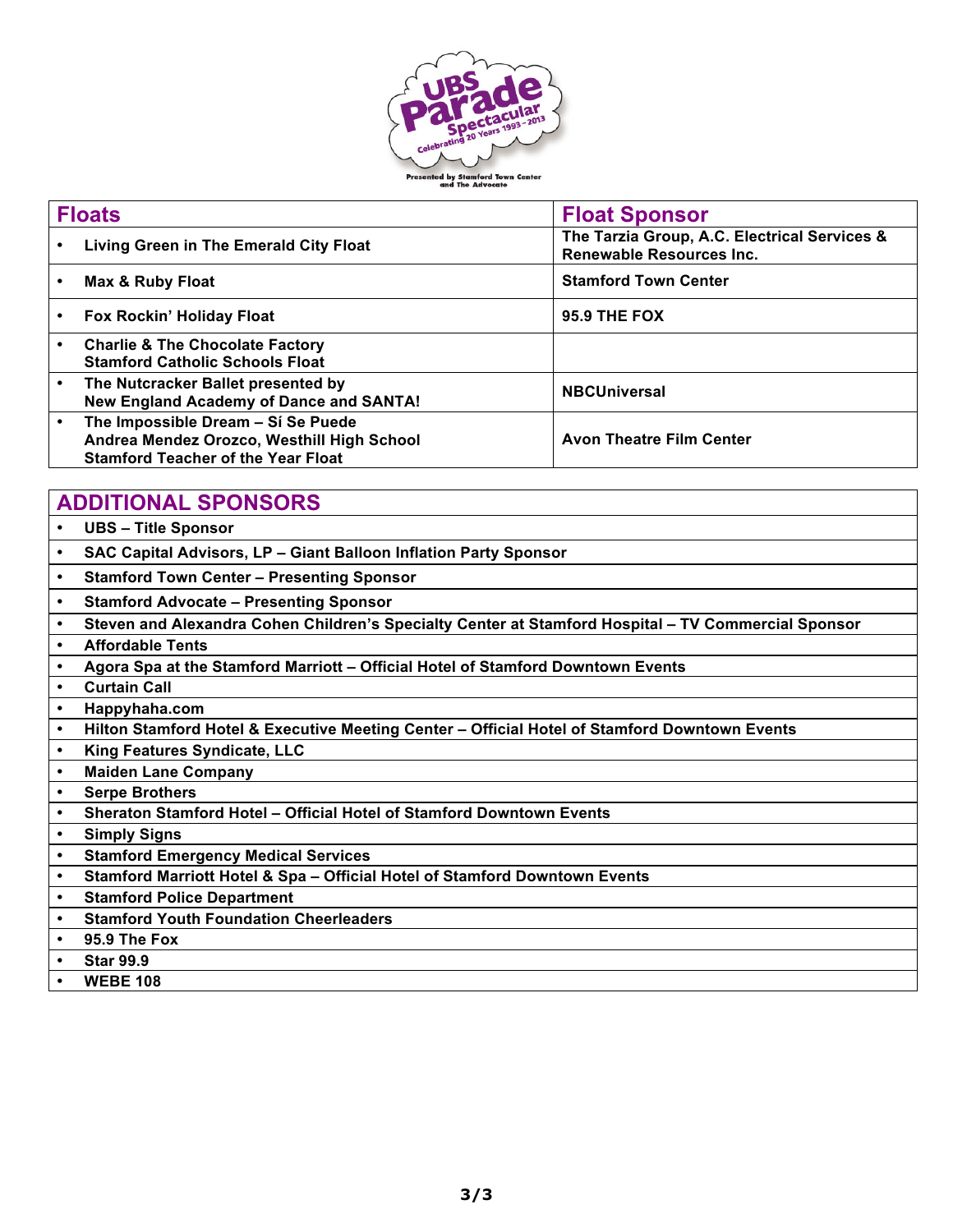UBS Parade Spectacular
Celebrating 20 Years 1993 - 2013
Presented by Stamford Town Center and The Advocate

| Floats | Float Sponsor |
| --- | --- |
| • Living Green in The Emerald City Float | The Tarzia Group, A.C. Electrical Services & Renewable Resources Inc. |
| • Max & Ruby Float | Stamford Town Center |
| • Fox Rockin' Holiday Float | 95.9 THE FOX |
| • Charlie & The Chocolate Factory<br>Stamford Catholic Schools Float | |
| • The Nutcracker Ballet presented by<br>New England Academy of Dance and SANTA! | NBCUniversal |
| • The Impossible Dream – Sí Se Puede<br>Andrea Mendez Orozco, Westhill High School<br>Stamford Teacher of the Year Float | Avon Theatre Film Center |

## ADDITIONAL SPONSORS

- **UBS – Title Sponsor**
- **SAC Capital Advisors, LP – Giant Balloon Inflation Party Sponsor**
- **Stamford Town Center – Presenting Sponsor**
- **Stamford Advocate – Presenting Sponsor**
- **Steven and Alexandra Cohen Children's Specialty Center at Stamford Hospital – TV Commercial Sponsor**
- **Affordable Tents**
- **Agora Spa at the Stamford Marriott – Official Hotel of Stamford Downtown Events**
- **Curtain Call**
- **Happyhaha.com**
- **Hilton Stamford Hotel & Executive Meeting Center – Official Hotel of Stamford Downtown Events**
- **King Features Syndicate, LLC**
- **Maiden Lane Company**
- **Serpe Brothers**
- **Sheraton Stamford Hotel – Official Hotel of Stamford Downtown Events**
- **Simply Signs**
- **Stamford Emergency Medical Services**
- **Stamford Marriott Hotel & Spa – Official Hotel of Stamford Downtown Events**
- **Stamford Police Department**
- **Stamford Youth Foundation Cheerleaders**
- **95.9 The Fox**
- **Star 99.9**
- **WEBE 108**